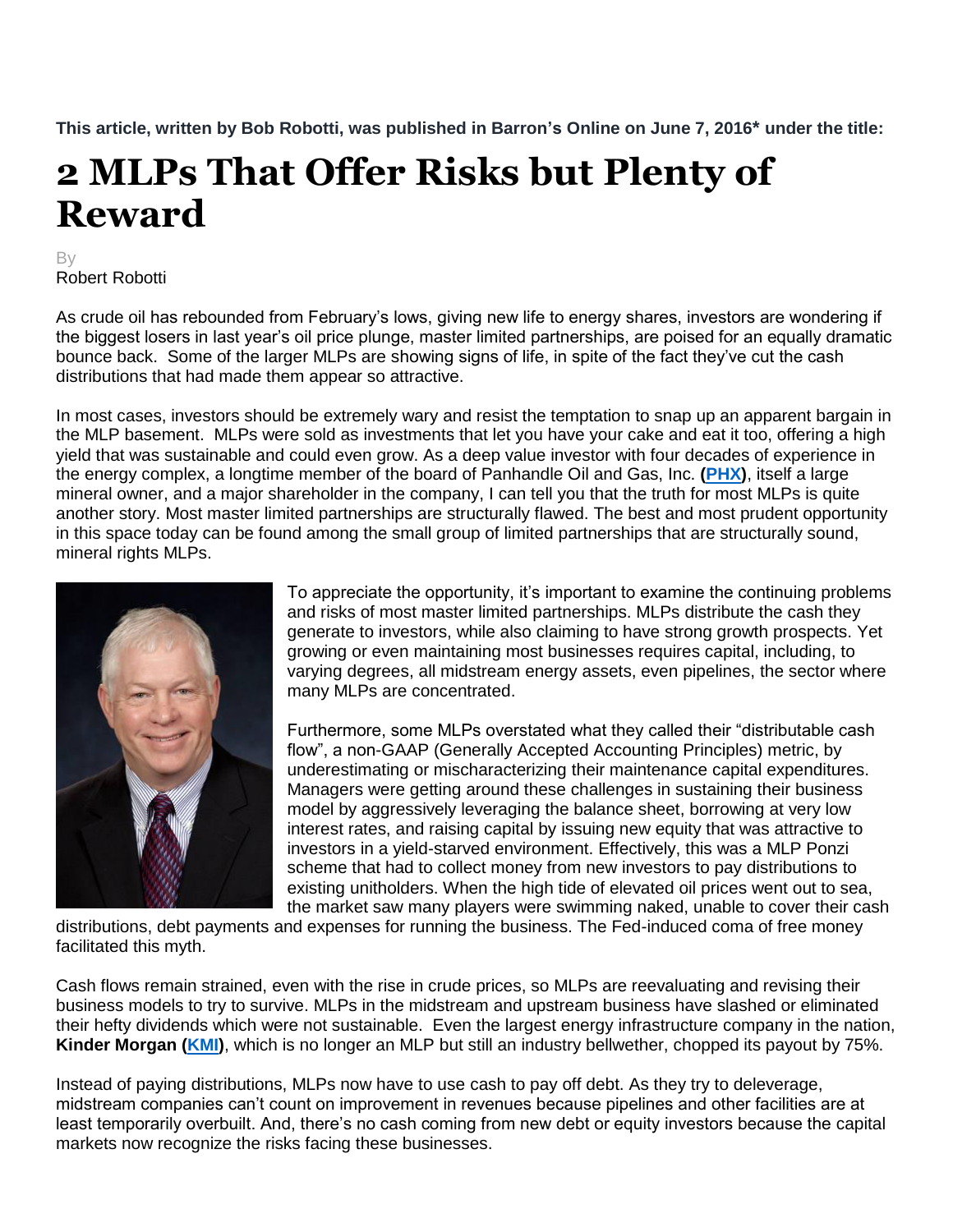**This article, written by Bob Robotti, was published in Barron's Online on June 7, 2016* under the title:**

# 2 MLPs That Offer Risks but Plenty of Reward

By
Robert Robotti

As crude oil has rebounded from February's lows, giving new life to energy shares, investors are wondering if the biggest losers in last year's oil price plunge, master limited partnerships, are poised for an equally dramatic bounce back. Some of the larger MLPs are showing signs of life, in spite of the fact they've cut the cash distributions that had made them appear so attractive.

In most cases, investors should be extremely wary and resist the temptation to snap up an apparent bargain in the MLP basement. MLPs were sold as investments that let you have your cake and eat it too, offering a high yield that was sustainable and could even grow. As a deep value investor with four decades of experience in the energy complex, a longtime member of the board of Panhandle Oil and Gas, Inc. **(PHX)**, itself a large mineral owner, and a major shareholder in the company, I can tell you that the truth for most MLPs is quite another story. Most master limited partnerships are structurally flawed. The best and most prudent opportunity in this space today can be found among the small group of limited partnerships that are structurally sound, mineral rights MLPs.

To appreciate the opportunity, it's important to examine the continuing problems and risks of most master limited partnerships. MLPs distribute the cash they generate to investors, while also claiming to have strong growth prospects. Yet growing or even maintaining most businesses requires capital, including, to varying degrees, all midstream energy assets, even pipelines, the sector where many MLPs are concentrated.

Furthermore, some MLPs overstated what they called their "distributable cash flow", a non-GAAP (Generally Accepted Accounting Principles) metric, by underestimating or mischaracterizing their maintenance capital expenditures. Managers were getting around these challenges in sustaining their business model by aggressively leveraging the balance sheet, borrowing at very low interest rates, and raising capital by issuing new equity that was attractive to investors in a yield-starved environment. Effectively, this was a MLP Ponzi scheme that had to collect money from new investors to pay distributions to existing unitholders. When the high tide of elevated oil prices went out to sea, the market saw many players were swimming naked, unable to cover their cash distributions, debt payments and expenses for running the business. The Fed-induced coma of free money facilitated this myth.

Cash flows remain strained, even with the rise in crude prices, so MLPs are reevaluating and revising their business models to try to survive. MLPs in the midstream and upstream business have slashed or eliminated their hefty dividends which were not sustainable. Even the largest energy infrastructure company in the nation, **Kinder Morgan (KMI)**, which is no longer an MLP but still an industry bellwether, chopped its payout by 75%.

Instead of paying distributions, MLPs now have to use cash to pay off debt. As they try to deleverage, midstream companies can't count on improvement in revenues because pipelines and other facilities are at least temporarily overbuilt. And, there's no cash coming from new debt or equity investors because the capital markets now recognize the risks facing these businesses.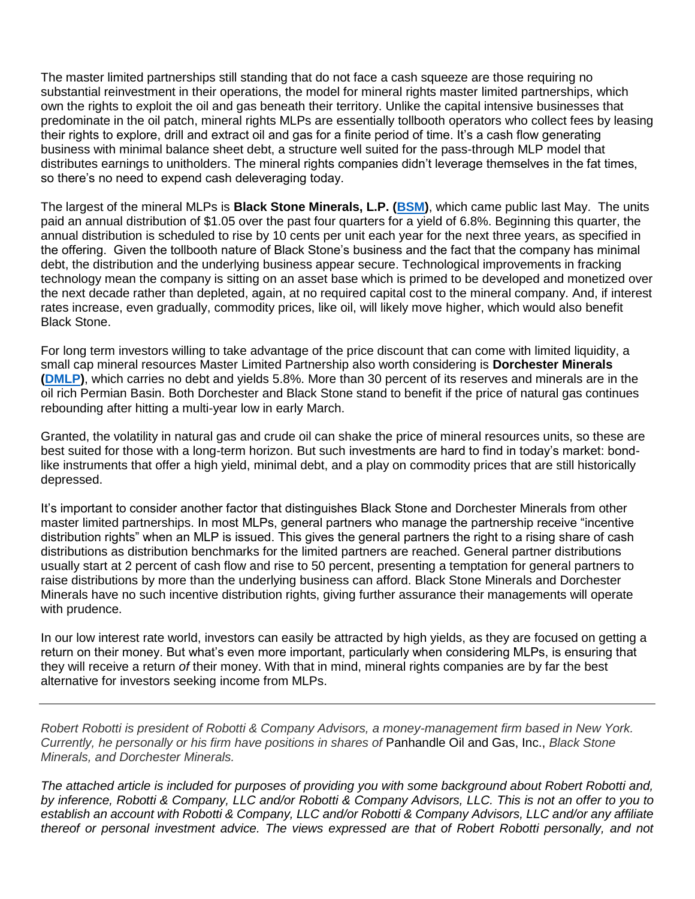The master limited partnerships still standing that do not face a cash squeeze are those requiring no substantial reinvestment in their operations, the model for mineral rights master limited partnerships, which own the rights to exploit the oil and gas beneath their territory. Unlike the capital intensive businesses that predominate in the oil patch, mineral rights MLPs are essentially tollbooth operators who collect fees by leasing their rights to explore, drill and extract oil and gas for a finite period of time. It's a cash flow generating business with minimal balance sheet debt, a structure well suited for the pass-through MLP model that distributes earnings to unitholders. The mineral rights companies didn't leverage themselves in the fat times, so there's no need to expend cash deleveraging today.

The largest of the mineral MLPs is **Black Stone Minerals, L.P. (BSM)**, which came public last May. The units paid an annual distribution of $1.05 over the past four quarters for a yield of 6.8%. Beginning this quarter, the annual distribution is scheduled to rise by 10 cents per unit each year for the next three years, as specified in the offering. Given the tollbooth nature of Black Stone's business and the fact that the company has minimal debt, the distribution and the underlying business appear secure. Technological improvements in fracking technology mean the company is sitting on an asset base which is primed to be developed and monetized over the next decade rather than depleted, again, at no required capital cost to the mineral company. And, if interest rates increase, even gradually, commodity prices, like oil, will likely move higher, which would also benefit Black Stone.

For long term investors willing to take advantage of the price discount that can come with limited liquidity, a small cap mineral resources Master Limited Partnership also worth considering is **Dorchester Minerals (DMLP)**, which carries no debt and yields 5.8%. More than 30 percent of its reserves and minerals are in the oil rich Permian Basin. Both Dorchester and Black Stone stand to benefit if the price of natural gas continues rebounding after hitting a multi-year low in early March.

Granted, the volatility in natural gas and crude oil can shake the price of mineral resources units, so these are best suited for those with a long-term horizon. But such investments are hard to find in today's market: bond-like instruments that offer a high yield, minimal debt, and a play on commodity prices that are still historically depressed.

It's important to consider another factor that distinguishes Black Stone and Dorchester Minerals from other master limited partnerships. In most MLPs, general partners who manage the partnership receive "incentive distribution rights" when an MLP is issued. This gives the general partners the right to a rising share of cash distributions as distribution benchmarks for the limited partners are reached. General partner distributions usually start at 2 percent of cash flow and rise to 50 percent, presenting a temptation for general partners to raise distributions by more than the underlying business can afford. Black Stone Minerals and Dorchester Minerals have no such incentive distribution rights, giving further assurance their managements will operate with prudence.

In our low interest rate world, investors can easily be attracted by high yields, as they are focused on getting a return on their money. But what's even more important, particularly when considering MLPs, is ensuring that they will receive a return *of* their money. With that in mind, mineral rights companies are by far the best alternative for investors seeking income from MLPs.

---

*Robert Robotti is president of Robotti & Company Advisors, a money-management firm based in New York. Currently, he personally or his firm have positions in shares of* Panhandle Oil and Gas, Inc., *Black Stone Minerals, and Dorchester Minerals.*

*The attached article is included for purposes of providing you with some background about Robert Robotti and, by inference, Robotti & Company, LLC and/or Robotti & Company Advisors, LLC. This is not an offer to you to establish an account with Robotti & Company, LLC and/or Robotti & Company Advisors, LLC and/or any affiliate thereof or personal investment advice. The views expressed are that of Robert Robotti personally, and not*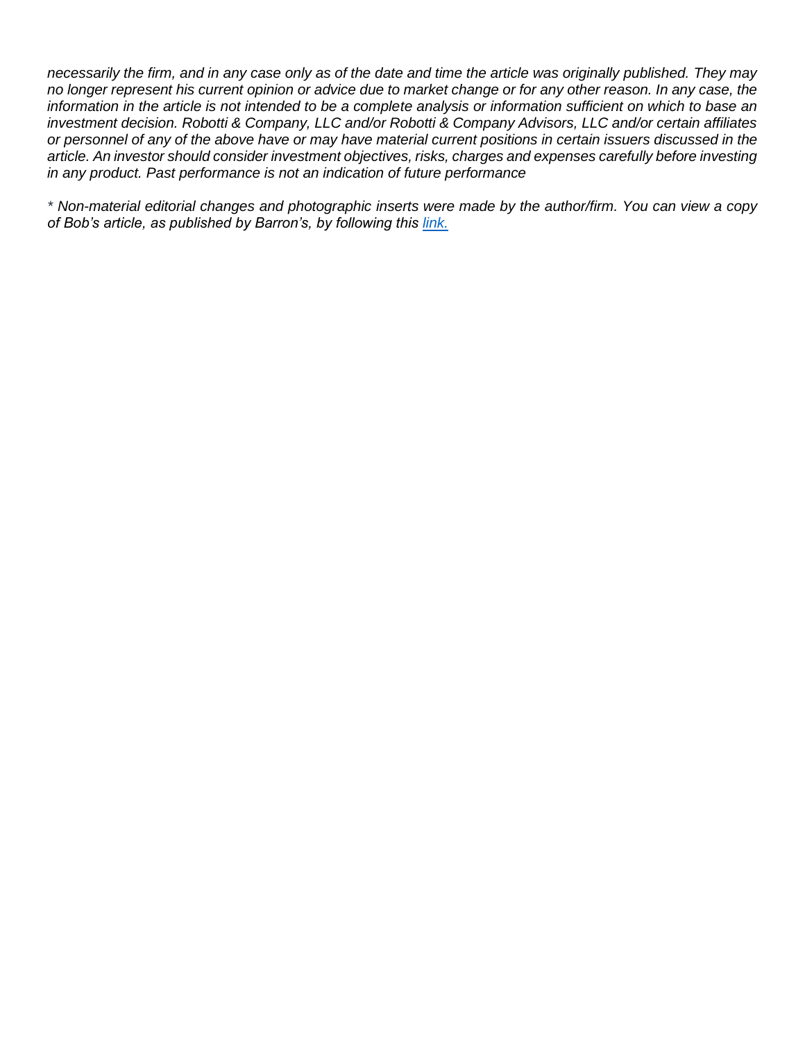*necessarily the firm, and in any case only as of the date and time the article was originally published. They may no longer represent his current opinion or advice due to market change or for any other reason. In any case, the information in the article is not intended to be a complete analysis or information sufficient on which to base an investment decision. Robotti & Company, LLC and/or Robotti & Company Advisors, LLC and/or certain affiliates or personnel of any of the above have or may have material current positions in certain issuers discussed in the article. An investor should consider investment objectives, risks, charges and expenses carefully before investing in any product. Past performance is not an indication of future performance*

*\* Non-material editorial changes and photographic inserts were made by the author/firm. You can view a copy of Bob's article, as published by Barron's, by following this [link.](link)*